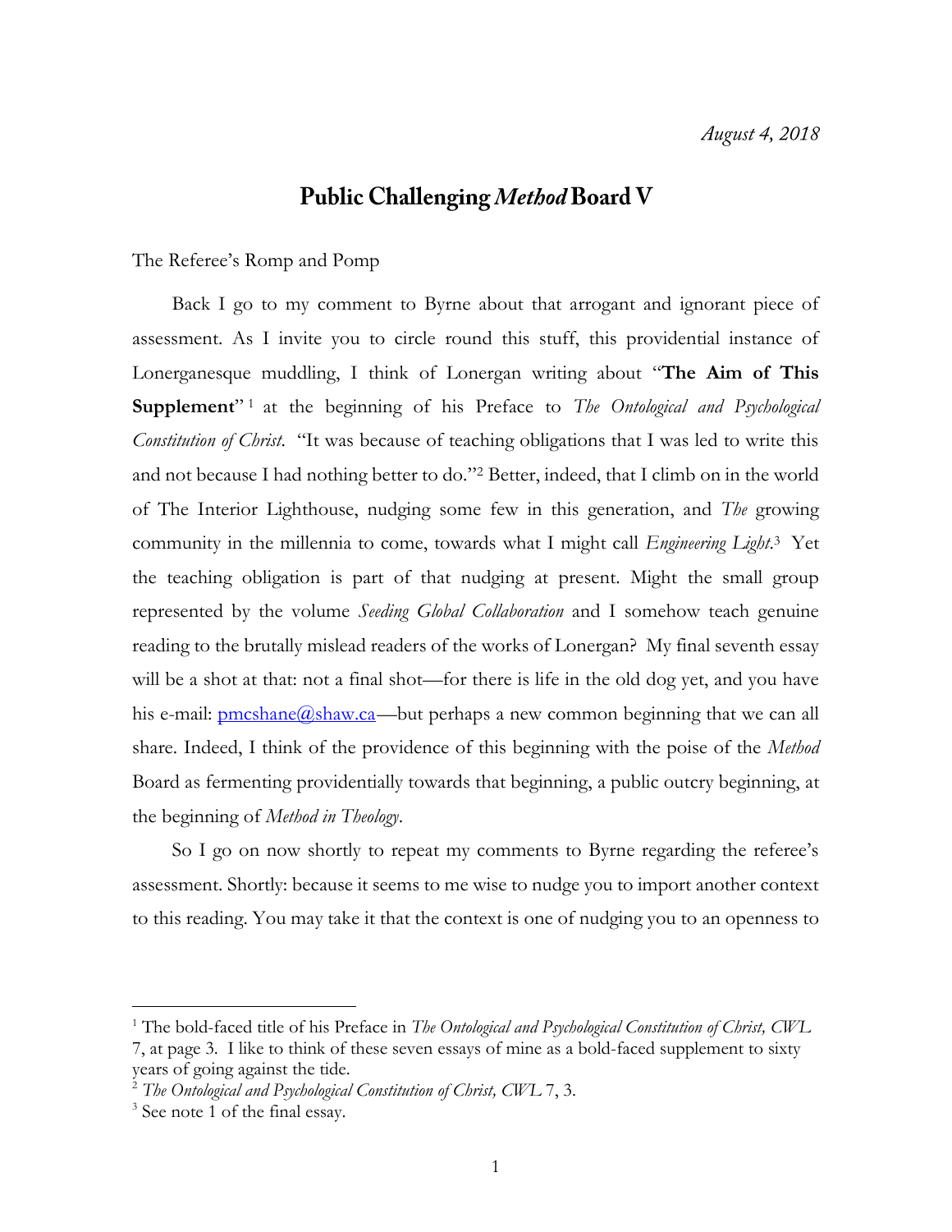*August 4, 2018*

# Public Challenging *Method* Board V

The Referee's Romp and Pomp

Back I go to my comment to Byrne about that arrogant and ignorant piece of assessment. As I invite you to circle round this stuff, this providential instance of Lonerganesque muddling, I think of Lonergan writing about "**The Aim of This Supplement**"[1] at the beginning of his Preface to *The Ontological and Psychological Constitution of Christ*. "It was because of teaching obligations that I was led to write this and not because I had nothing better to do."[2] Better, indeed, that I climb on in the world of The Interior Lighthouse, nudging some few in this generation, and *The* growing community in the millennia to come, towards what I might call *Engineering Light*.[3] Yet the teaching obligation is part of that nudging at present. Might the small group represented by the volume *Seeding Global Collaboration* and I somehow teach genuine reading to the brutally mislead readers of the works of Lonergan? My final seventh essay will be a shot at that: not a final shot—for there is life in the old dog yet, and you have his e-mail: pmcshane@shaw.ca—but perhaps a new common beginning that we can all share. Indeed, I think of the providence of this beginning with the poise of the *Method* Board as fermenting providentially towards that beginning, a public outcry beginning, at the beginning of *Method in Theology*.

So I go on now shortly to repeat my comments to Byrne regarding the referee's assessment. Shortly: because it seems to me wise to nudge you to import another context to this reading. You may take it that the context is one of nudging you to an openness to

---

[1] The bold-faced title of his Preface in *The Ontological and Psychological Constitution of Christ, CWL* 7, at page 3. I like to think of these seven essays of mine as a bold-faced supplement to sixty years of going against the tide.

[2] *The Ontological and Psychological Constitution of Christ, CWL* 7, 3.

[3] See note 1 of the final essay.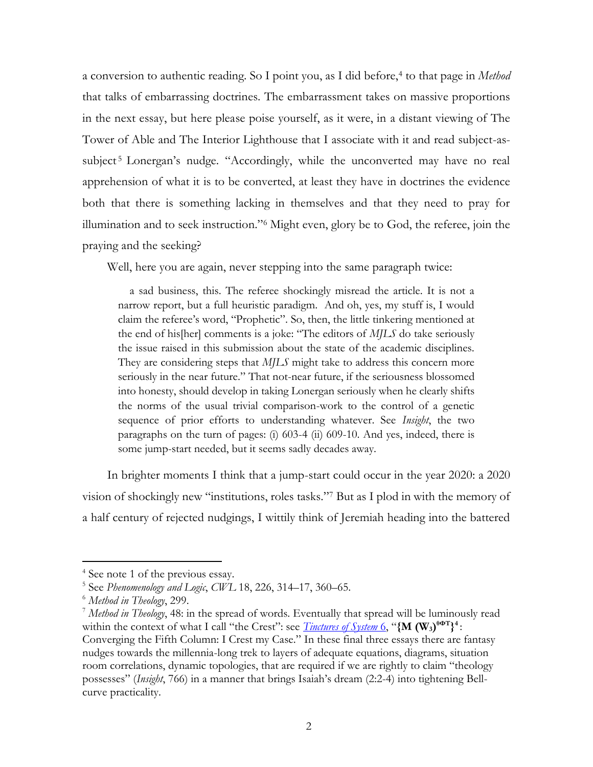a conversion to authentic reading. So I point you, as I did before,[4] to that page in *Method* that talks of embarrassing doctrines. The embarrassment takes on massive proportions in the next essay, but here please poise yourself, as it were, in a distant viewing of The Tower of Able and The Interior Lighthouse that I associate with it and read subject-as-subject[5] Lonergan's nudge. "Accordingly, while the unconverted may have no real apprehension of what it is to be converted, at least they have in doctrines the evidence both that there is something lacking in themselves and that they need to pray for illumination and to seek instruction."[6] Might even, glory be to God, the referee, join the praying and the seeking?

Well, here you are again, never stepping into the same paragraph twice:

> a sad business, this. The referee shockingly misread the article. It is not a narrow report, but a full heuristic paradigm. And oh, yes, my stuff is, I would claim the referee's word, "Prophetic". So, then, the little tinkering mentioned at the end of his[her] comments is a joke: "The editors of *MJLS* do take seriously the issue raised in this submission about the state of the academic disciplines. They are considering steps that *MJLS* might take to address this concern more seriously in the near future." That not-near future, if the seriousness blossomed into honesty, should develop in taking Lonergan seriously when he clearly shifts the norms of the usual trivial comparison-work to the control of a genetic sequence of prior efforts to understanding whatever. See *Insight*, the two paragraphs on the turn of pages: (i) 603-4 (ii) 609-10. And yes, indeed, there is some jump-start needed, but it seems sadly decades away.

In brighter moments I think that a jump-start could occur in the year 2020: a 2020 vision of shockingly new "institutions, roles tasks."[7] But as I plod in with the memory of a half century of rejected nudgings, I wittily think of Jeremiah heading into the battered

---

[4] See note 1 of the previous essay.

[5] See *Phenomenology and Logic*, *CWL* 18, 226, 314–17, 360–65.

[6] *Method in Theology*, 299.

[7] *Method in Theology*, 48: in the spread of words. Eventually that spread will be luminously read within the context of what I call "the Crest": see *Tinctures of System* 6, "**{M $(W_3)^{\theta\Phi T}\}^4$**: Converging the Fifth Column: I Crest my Case." In these final three essays there are fantasy nudges towards the millennia-long trek to layers of adequate equations, diagrams, situation room correlations, dynamic topologies, that are required if we are rightly to claim "theology possesses" (*Insight*, 766) in a manner that brings Isaiah's dream (2:2-4) into tightening Bell-curve practicality.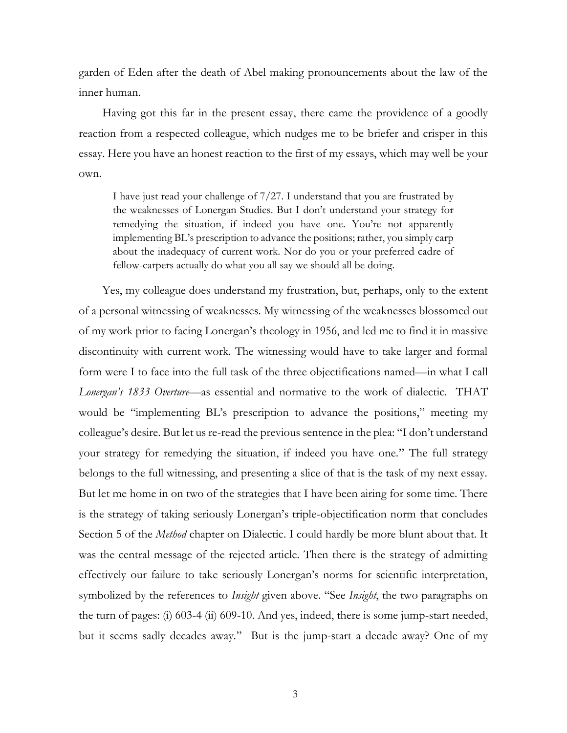garden of Eden after the death of Abel making pronouncements about the law of the inner human.

Having got this far in the present essay, there came the providence of a goodly reaction from a respected colleague, which nudges me to be briefer and crisper in this essay. Here you have an honest reaction to the first of my essays, which may well be your own.

> I have just read your challenge of 7/27. I understand that you are frustrated by the weaknesses of Lonergan Studies. But I don't understand your strategy for remedying the situation, if indeed you have one. You're not apparently implementing BL's prescription to advance the positions; rather, you simply carp about the inadequacy of current work. Nor do you or your preferred cadre of fellow-carpers actually do what you all say we should all be doing.

Yes, my colleague does understand my frustration, but, perhaps, only to the extent of a personal witnessing of weaknesses. My witnessing of the weaknesses blossomed out of my work prior to facing Lonergan's theology in 1956, and led me to find it in massive discontinuity with current work. The witnessing would have to take larger and formal form were I to face into the full task of the three objectifications named—in what I call *Lonergan's 1833 Overture*—as essential and normative to the work of dialectic. THAT would be "implementing BL's prescription to advance the positions," meeting my colleague's desire. But let us re-read the previous sentence in the plea: "I don't understand your strategy for remedying the situation, if indeed you have one." The full strategy belongs to the full witnessing, and presenting a slice of that is the task of my next essay. But let me home in on two of the strategies that I have been airing for some time. There is the strategy of taking seriously Lonergan's triple-objectification norm that concludes Section 5 of the *Method* chapter on Dialectic. I could hardly be more blunt about that. It was the central message of the rejected article. Then there is the strategy of admitting effectively our failure to take seriously Lonergan's norms for scientific interpretation, symbolized by the references to *Insight* given above. "See *Insight*, the two paragraphs on the turn of pages: (i) 603-4 (ii) 609-10. And yes, indeed, there is some jump-start needed, but it seems sadly decades away." But is the jump-start a decade away? One of my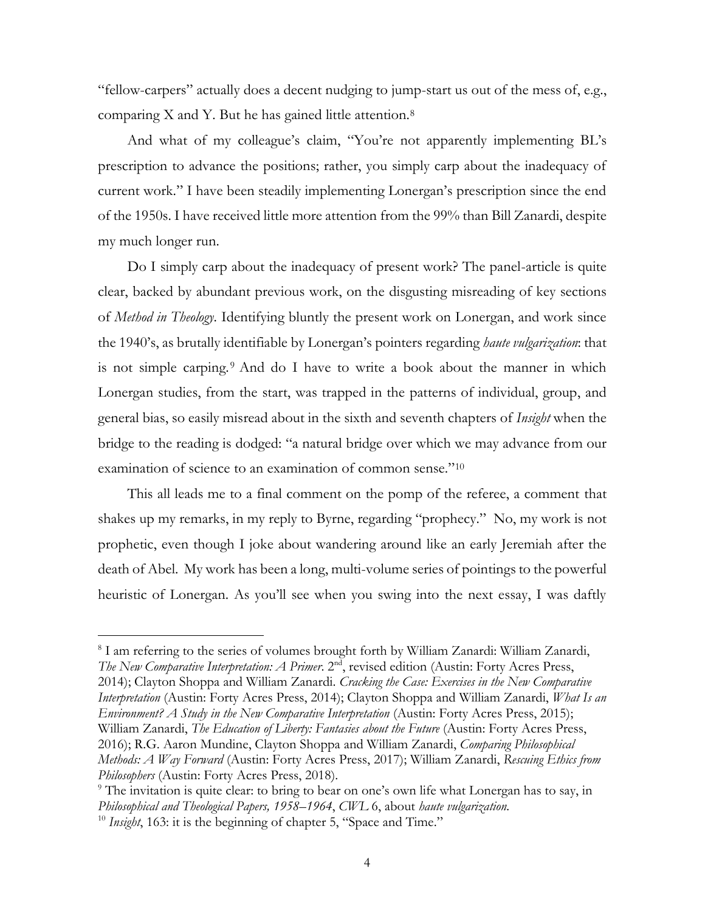"fellow-carpers" actually does a decent nudging to jump-start us out of the mess of, e.g., comparing X and Y. But he has gained little attention.[8]

And what of my colleague's claim, "You're not apparently implementing BL's prescription to advance the positions; rather, you simply carp about the inadequacy of current work." I have been steadily implementing Lonergan's prescription since the end of the 1950s. I have received little more attention from the 99% than Bill Zanardi, despite my much longer run.

Do I simply carp about the inadequacy of present work? The panel-article is quite clear, backed by abundant previous work, on the disgusting misreading of key sections of *Method in Theology*. Identifying bluntly the present work on Lonergan, and work since the 1940's, as brutally identifiable by Lonergan's pointers regarding *haute vulgarization*: that is not simple carping.[9] And do I have to write a book about the manner in which Lonergan studies, from the start, was trapped in the patterns of individual, group, and general bias, so easily misread about in the sixth and seventh chapters of *Insight* when the bridge to the reading is dodged: "a natural bridge over which we may advance from our examination of science to an examination of common sense."[10]

This all leads me to a final comment on the pomp of the referee, a comment that shakes up my remarks, in my reply to Byrne, regarding "prophecy." No, my work is not prophetic, even though I joke about wandering around like an early Jeremiah after the death of Abel. My work has been a long, multi-volume series of pointings to the powerful heuristic of Lonergan. As you'll see when you swing into the next essay, I was daftly

---

[8] I am referring to the series of volumes brought forth by William Zanardi: William Zanardi, *The New Comparative Interpretation: A Primer*. 2nd, revised edition (Austin: Forty Acres Press, 2014); Clayton Shoppa and William Zanardi. *Cracking the Case: Exercises in the New Comparative Interpretation* (Austin: Forty Acres Press, 2014); Clayton Shoppa and William Zanardi, *What Is an Environment? A Study in the New Comparative Interpretation* (Austin: Forty Acres Press, 2015); William Zanardi, *The Education of Liberty: Fantasies about the Future* (Austin: Forty Acres Press, 2016); R.G. Aaron Mundine, Clayton Shoppa and William Zanardi, *Comparing Philosophical Methods: A Way Forward* (Austin: Forty Acres Press, 2017); William Zanardi, *Rescuing Ethics from Philosophers* (Austin: Forty Acres Press, 2018).

[9] The invitation is quite clear: to bring to bear on one's own life what Lonergan has to say, in *Philosophical and Theological Papers, 1958–1964*, *CWL* 6, about *haute vulgarization*.

[10] *Insight*, 163: it is the beginning of chapter 5, "Space and Time."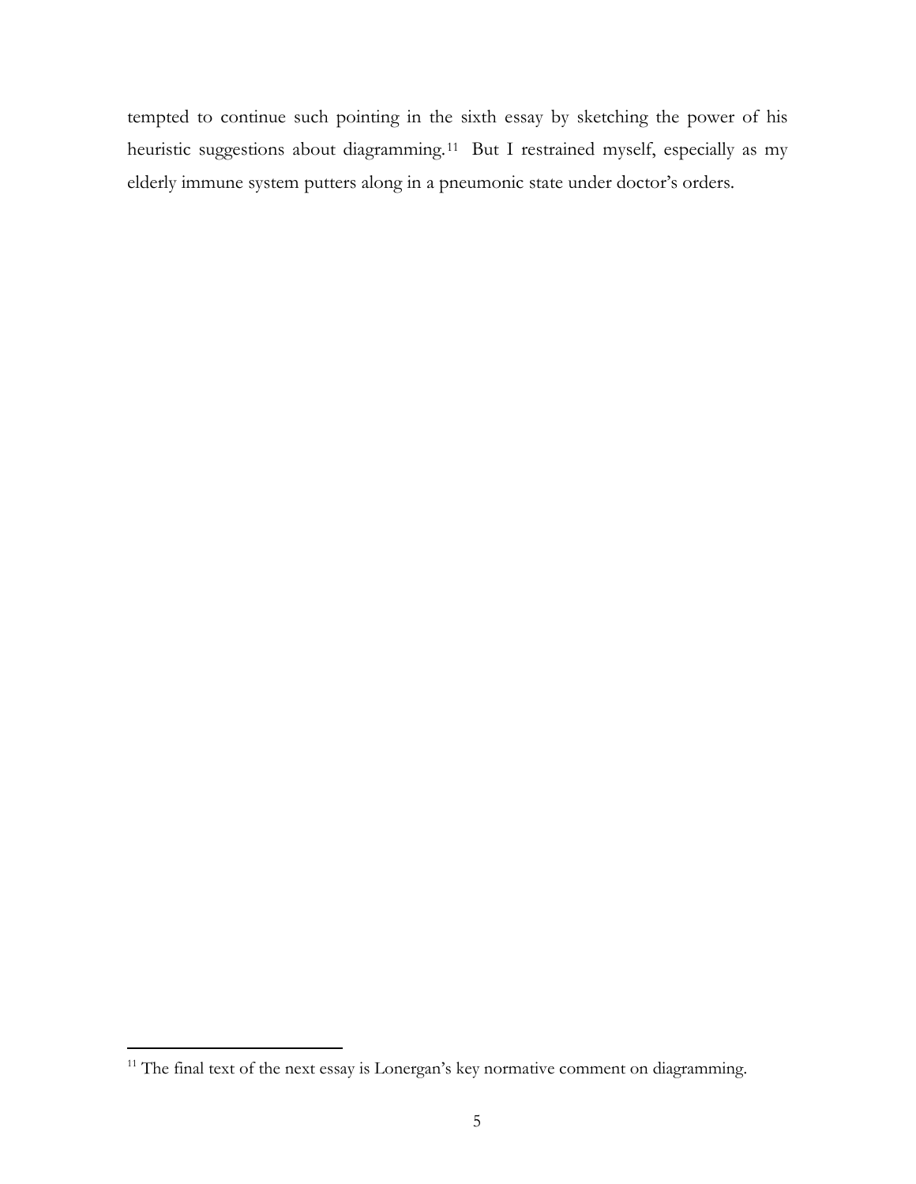tempted to continue such pointing in the sixth essay by sketching the power of his heuristic suggestions about diagramming.[11] But I restrained myself, especially as my elderly immune system putters along in a pneumonic state under doctor's orders.

[11] The final text of the next essay is Lonergan's key normative comment on diagramming.